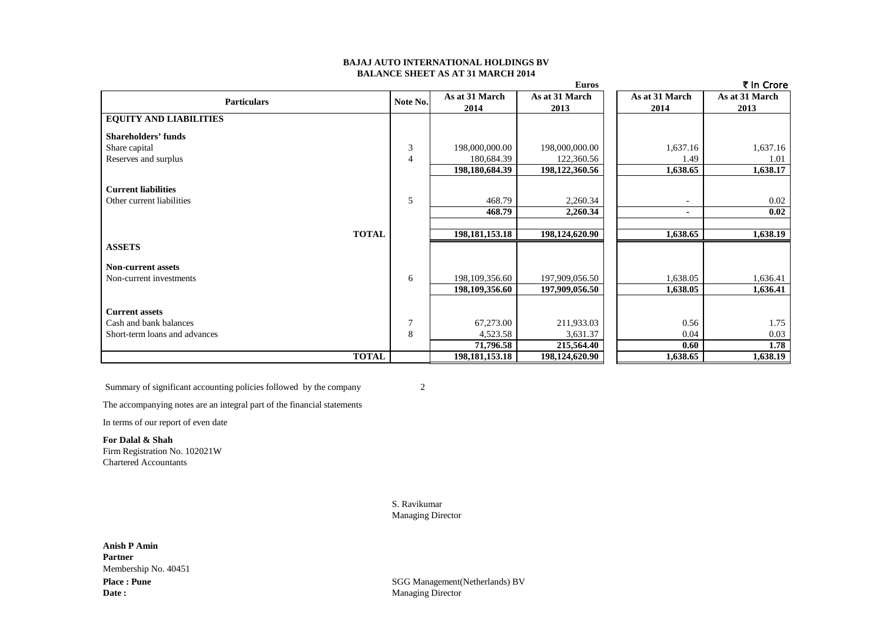**BAJAJ AUTO INTERNATIONAL HOLDINGS BV**
**BALANCE SHEET AS AT 31 MARCH 2014**

| Particulars | Note No. | Euros As at 31 March 2014 | Euros As at 31 March 2013 | ₹ In Crore As at 31 March 2014 | ₹ In Crore As at 31 March 2013 |
|---|---|---|---|---|---|
| **EQUITY AND LIABILITIES** | | | | | |
| **Shareholders' funds** | | | | | |
| Share capital | 3 | 198,000,000.00 | 198,000,000.00 | 1,637.16 | 1,637.16 |
| Reserves and surplus | 4 | 180,684.39 | 122,360.56 | 1.49 | 1.01 |
| | | **198,180,684.39** | **198,122,360.56** | **1,638.65** | **1,638.17** |
| **Current liabilities** | | | | | |
| Other current liabilities | 5 | 468.79 | 2,260.34 | - | 0.02 |
| | | **468.79** | **2,260.34** | **-** | **0.02** |
| **TOTAL** | | **198,181,153.18** | **198,124,620.90** | **1,638.65** | **1,638.19** |
| **ASSETS** | | | | | |
| **Non-current assets** | | | | | |
| Non-current investments | 6 | 198,109,356.60 | 197,909,056.50 | 1,638.05 | 1,636.41 |
| | | **198,109,356.60** | **197,909,056.50** | **1,638.05** | **1,636.41** |
| **Current assets** | | | | | |
| Cash and bank balances | 7 | 67,273.00 | 211,933.03 | 0.56 | 1.75 |
| Short-term loans and advances | 8 | 4,523.58 | 3,631.37 | 0.04 | 0.03 |
| | | **71,796.58** | **215,564.40** | **0.60** | **1.78** |
| **TOTAL** | | **198,181,153.18** | **198,124,620.90** | **1,638.65** | **1,638.19** |

Summary of significant accounting policies followed by the company 2

The accompanying notes are an integral part of the financial statements

In terms of our report of even date

**For Dalal & Shah**
Firm Registration No. 102021W
Chartered Accountants

S. Ravikumar
Managing Director

**Anish P Amin**
**Partner**
Membership No. 40451
**Place : Pune**
**Date :**

SGG Management(Netherlands) BV
Managing Director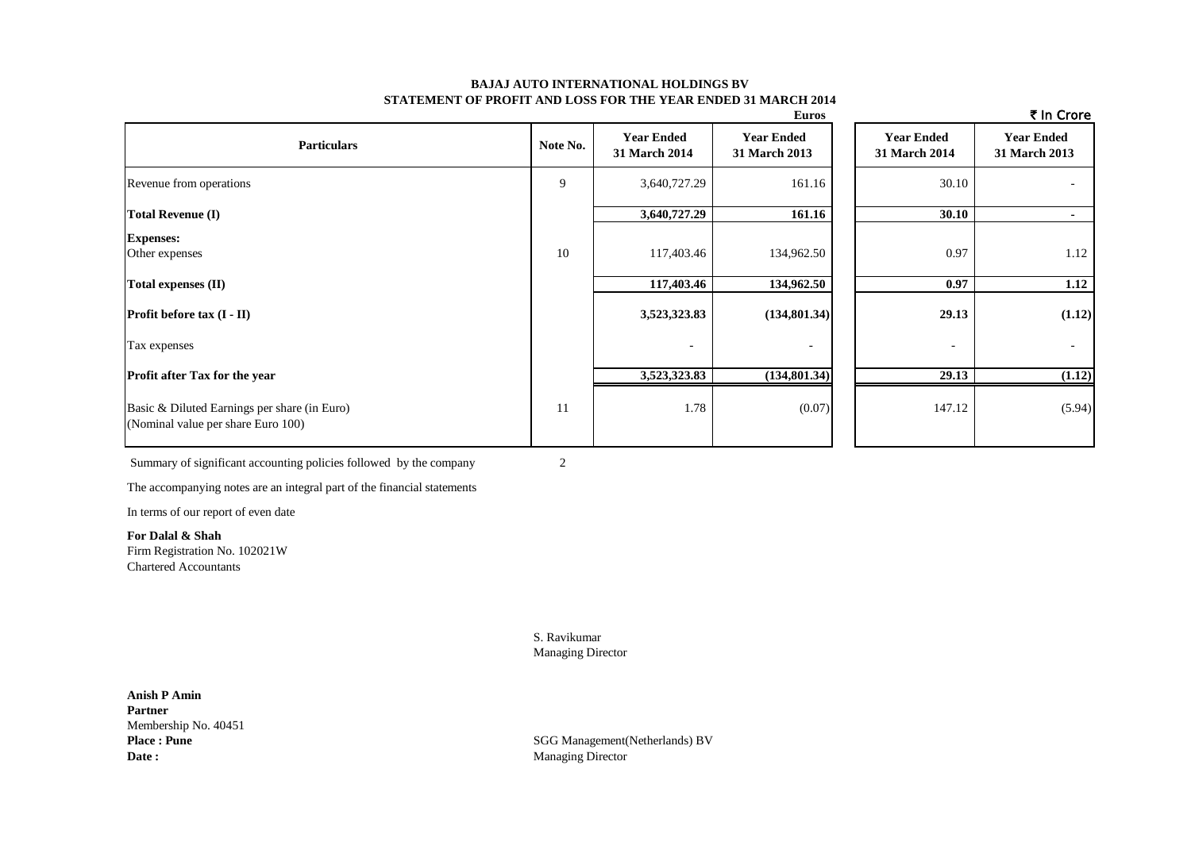# BAJAJ AUTO INTERNATIONAL HOLDINGS BV

## STATEMENT OF PROFIT AND LOSS FOR THE YEAR ENDED 31 MARCH 2014

| Particulars | Note No. | Euros Year Ended 31 March 2014 | Euros Year Ended 31 March 2013 | ₹ In Crore Year Ended 31 March 2014 | ₹ In Crore Year Ended 31 March 2013 |
|---|---|---|---|---|---|
| Revenue from operations | 9 | 3,640,727.29 | 161.16 | 30.10 | - |
| **Total Revenue (I)** | | **3,640,727.29** | **161.16** | **30.10** | **-** |
| **Expenses:** | | | | | |
| Other expenses | 10 | 117,403.46 | 134,962.50 | 0.97 | 1.12 |
| **Total expenses (II)** | | **117,403.46** | **134,962.50** | **0.97** | **1.12** |
| **Profit before tax (I - II)** | | **3,523,323.83** | **(134,801.34)** | **29.13** | **(1.12)** |
| Tax expenses | | - | - | - | - |
| **Profit after Tax for the year** | | **3,523,323.83** | **(134,801.34)** | **29.13** | **(1.12)** |
| Basic & Diluted Earnings per share (in Euro) (Nominal value per share Euro 100) | 11 | 1.78 | (0.07) | 147.12 | (5.94) |

Summary of significant accounting policies followed by the company 2

The accompanying notes are an integral part of the financial statements

In terms of our report of even date

**For Dalal & Shah**
Firm Registration No. 102021W
Chartered Accountants

S. Ravikumar
Managing Director

**Anish P Amin**
**Partner**
Membership No. 40451
**Place : Pune**
**Date :**

SGG Management(Netherlands) BV
Managing Director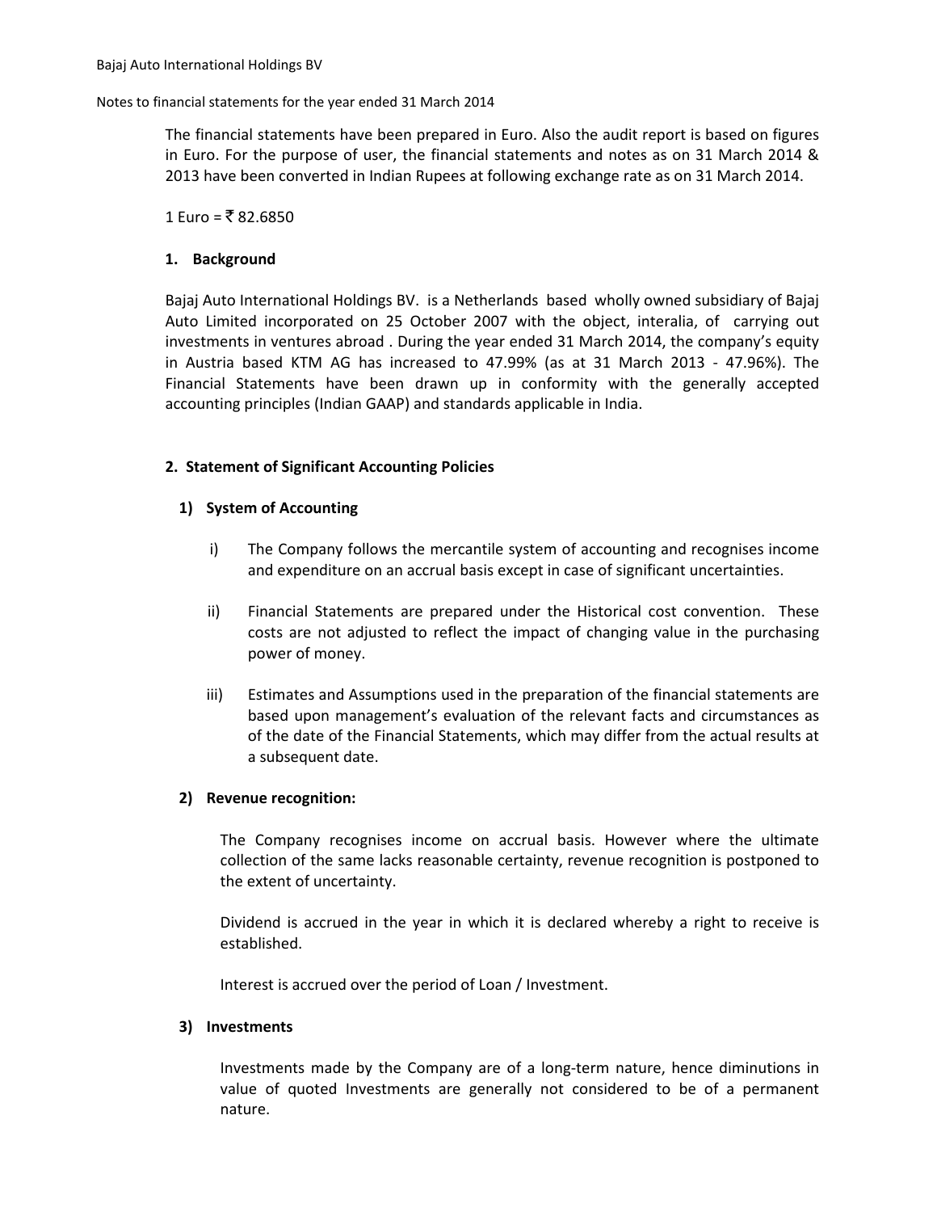The financial statements have been prepared in Euro. Also the audit report is based on figures in Euro. For the purpose of user, the financial statements and notes as on 31 March 2014 & 2013 have been converted in Indian Rupees at following exchange rate as on 31 March 2014.

1 Euro = ₹ 82.6850

## 1. Background

Bajaj Auto International Holdings BV. is a Netherlands based wholly owned subsidiary of Bajaj Auto Limited incorporated on 25 October 2007 with the object, interalia, of carrying out investments in ventures abroad . During the year ended 31 March 2014, the company's equity in Austria based KTM AG has increased to 47.99% (as at 31 March 2013 - 47.96%). The Financial Statements have been drawn up in conformity with the generally accepted accounting principles (Indian GAAP) and standards applicable in India.

## 2. Statement of Significant Accounting Policies

### 1) System of Accounting

i) The Company follows the mercantile system of accounting and recognises income and expenditure on an accrual basis except in case of significant uncertainties.

ii) Financial Statements are prepared under the Historical cost convention. These costs are not adjusted to reflect the impact of changing value in the purchasing power of money.

iii) Estimates and Assumptions used in the preparation of the financial statements are based upon management's evaluation of the relevant facts and circumstances as of the date of the Financial Statements, which may differ from the actual results at a subsequent date.

### 2) Revenue recognition:

The Company recognises income on accrual basis. However where the ultimate collection of the same lacks reasonable certainty, revenue recognition is postponed to the extent of uncertainty.

Dividend is accrued in the year in which it is declared whereby a right to receive is established.

Interest is accrued over the period of Loan / Investment.

### 3) Investments

Investments made by the Company are of a long-term nature, hence diminutions in value of quoted Investments are generally not considered to be of a permanent nature.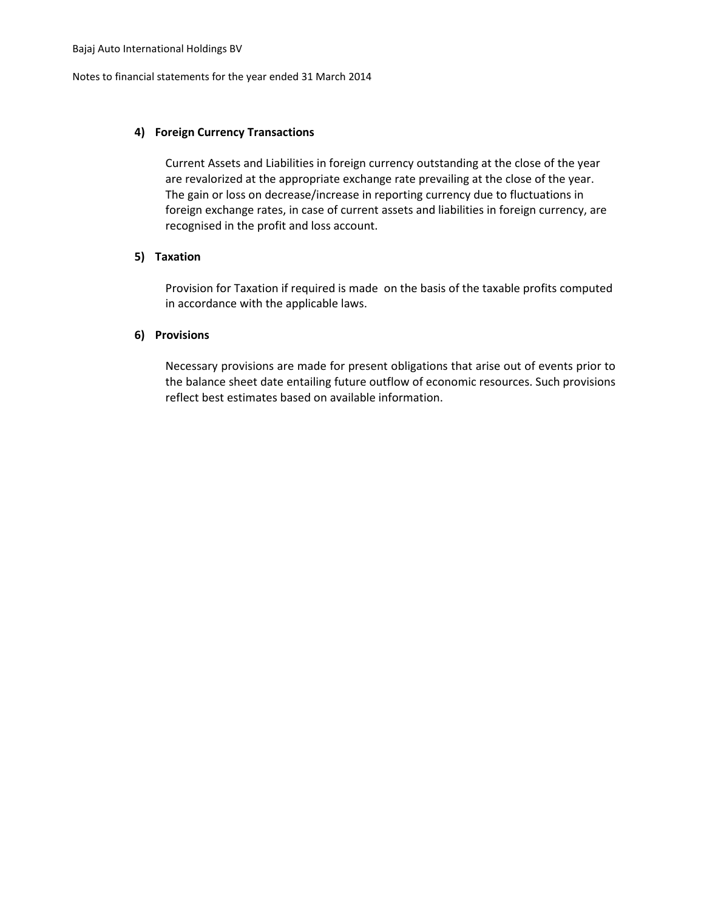#### 4) Foreign Currency Transactions

Current Assets and Liabilities in foreign currency outstanding at the close of the year are revalorized at the appropriate exchange rate prevailing at the close of the year. The gain or loss on decrease/increase in reporting currency due to fluctuations in foreign exchange rates, in case of current assets and liabilities in foreign currency, are recognised in the profit and loss account.

#### 5) Taxation

Provision for Taxation if required is made on the basis of the taxable profits computed in accordance with the applicable laws.

#### 6) Provisions

Necessary provisions are made for present obligations that arise out of events prior to the balance sheet date entailing future outflow of economic resources. Such provisions reflect best estimates based on available information.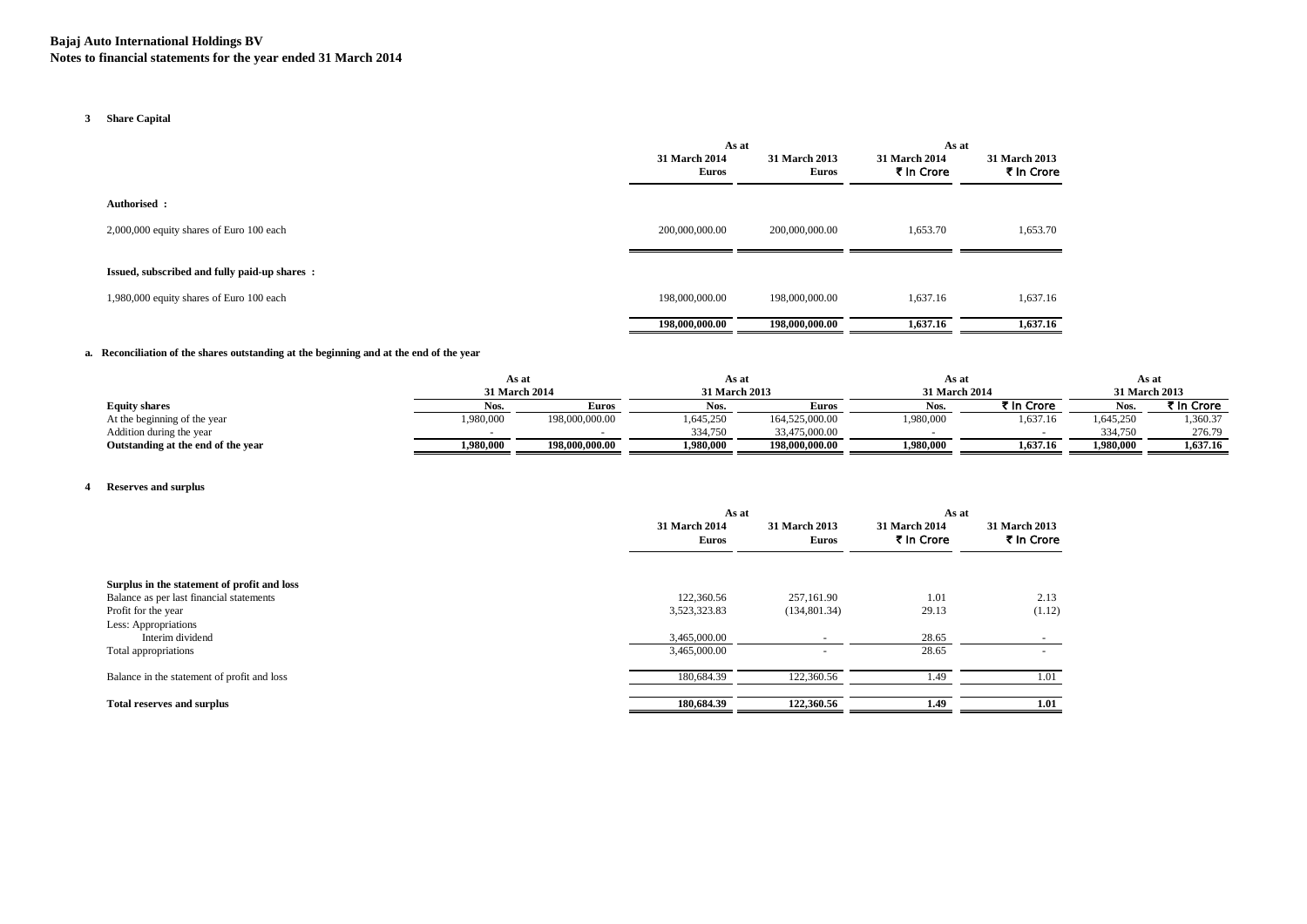**Bajaj Auto International Holdings BV**
**Notes to financial statements for the year ended 31 March 2014**

**3 Share Capital**

| | As at | | As at | |
|---|---|---|---|---|
| | 31 March 2014 Euros | 31 March 2013 Euros | 31 March 2014 ₹ In Crore | 31 March 2013 ₹ In Crore |
| **Authorised :** | | | | |
| 2,000,000 equity shares of Euro 100 each | 200,000,000.00 | 200,000,000.00 | 1,653.70 | 1,653.70 |
| **Issued, subscribed and fully paid-up shares :** | | | | |
| 1,980,000 equity shares of Euro 100 each | 198,000,000.00 | 198,000,000.00 | 1,637.16 | 1,637.16 |
| | **198,000,000.00** | **198,000,000.00** | **1,637.16** | **1,637.16** |

**a. Reconciliation of the shares outstanding at the beginning and at the end of the year**

| | As at 31 March 2014 | | As at 31 March 2013 | | As at 31 March 2014 | | As at 31 March 2013 | |
|---|---|---|---|---|---|---|---|---|
| **Equity shares** | Nos. | Euros | Nos. | Euros | Nos. | ₹ In Crore | Nos. | ₹ In Crore |
| At the beginning of the year | 1,980,000 | 198,000,000.00 | 1,645,250 | 164,525,000.00 | 1,980,000 | 1,637.16 | 1,645,250 | 1,360.37 |
| Addition during the year | - | - | 334,750 | 33,475,000.00 | - | - | 334,750 | 276.79 |
| **Outstanding at the end of the year** | **1,980,000** | **198,000,000.00** | **1,980,000** | **198,000,000.00** | **1,980,000** | **1,637.16** | **1,980,000** | **1,637.16** |

**4 Reserves and surplus**

| | As at | | As at | |
|---|---|---|---|---|
| | 31 March 2014 Euros | 31 March 2013 Euros | 31 March 2014 ₹ In Crore | 31 March 2013 ₹ In Crore |
| **Surplus in the statement of profit and loss** | | | | |
| Balance as per last financial statements | 122,360.56 | 257,161.90 | 1.01 | 2.13 |
| Profit for the year | 3,523,323.83 | (134,801.34) | 29.13 | (1.12) |
| Less: Appropriations | | | | |
| Interim dividend | 3,465,000.00 | - | 28.65 | - |
| Total appropriations | 3,465,000.00 | - | 28.65 | - |
| Balance in the statement of profit and loss | 180,684.39 | 122,360.56 | 1.49 | 1.01 |
| **Total reserves and surplus** | **180,684.39** | **122,360.56** | **1.49** | **1.01** |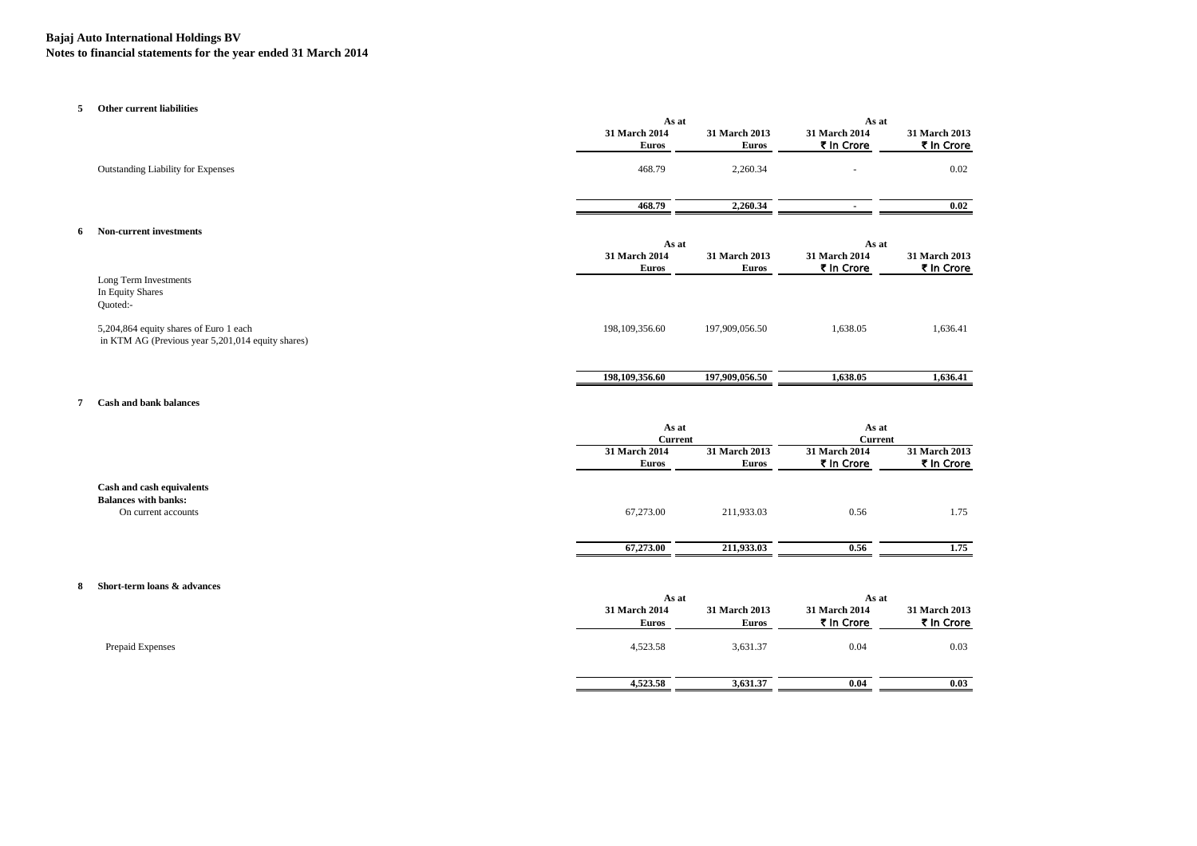# Bajaj Auto International Holdings BV
## Notes to financial statements for the year ended 31 March 2014

### 5 Other current liabilities

| | As at | | As at | |
|---|---|---|---|---|
| | 31 March 2014 Euros | 31 March 2013 Euros | 31 March 2014 ₹ In Crore | 31 March 2013 ₹ In Crore |
| Outstanding Liability for Expenses | 468.79 | 2,260.34 | - | 0.02 |
| | **468.79** | **2,260.34** | **-** | **0.02** |

### 6 Non-current investments

| | As at | | As at | |
|---|---|---|---|---|
| | 31 March 2014 Euros | 31 March 2013 Euros | 31 March 2014 ₹ In Crore | 31 March 2013 ₹ In Crore |
| Long Term Investments | | | | |
| In Equity Shares | | | | |
| Quoted:- | | | | |
| 5,204,864 equity shares of Euro 1 each in KTM AG (Previous year 5,201,014 equity shares) | 198,109,356.60 | 197,909,056.50 | 1,638.05 | 1,636.41 |
| | **198,109,356.60** | **197,909,056.50** | **1,638.05** | **1,636.41** |

### 7 Cash and bank balances

| | As at Current | | As at Current | |
|---|---|---|---|---|
| | 31 March 2014 Euros | 31 March 2013 Euros | 31 March 2014 ₹ In Crore | 31 March 2013 ₹ In Crore |
| **Cash and cash equivalents** | | | | |
| **Balances with banks:** | | | | |
| On current accounts | 67,273.00 | 211,933.03 | 0.56 | 1.75 |
| | **67,273.00** | **211,933.03** | **0.56** | **1.75** |

### 8 Short-term loans & advances

| | As at | | As at | |
|---|---|---|---|---|
| | 31 March 2014 Euros | 31 March 2013 Euros | 31 March 2014 ₹ In Crore | 31 March 2013 ₹ In Crore |
| Prepaid Expenses | 4,523.58 | 3,631.37 | 0.04 | 0.03 |
| | **4,523.58** | **3,631.37** | **0.04** | **0.03** |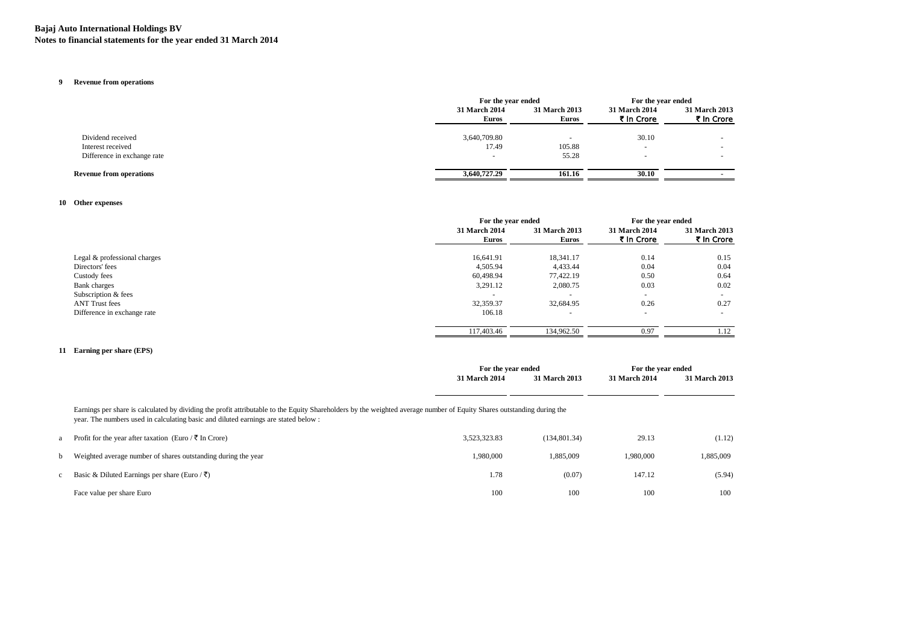**Bajaj Auto International Holdings BV**
**Notes to financial statements for the year ended 31 March 2014**

**9 Revenue from operations**

| | For the year ended | | For the year ended | |
|---|---|---|---|---|
| | 31 March 2014 Euros | 31 March 2013 Euros | 31 March 2014 ₹ In Crore | 31 March 2013 ₹ In Crore |
| Dividend received | 3,640,709.80 | - | 30.10 | - |
| Interest received | 17.49 | 105.88 | - | - |
| Difference in exchange rate | - | 55.28 | - | - |
| **Revenue from operations** | **3,640,727.29** | **161.16** | **30.10** | **-** |

**10 Other expenses**

| | For the year ended | | For the year ended | |
|---|---|---|---|---|
| | 31 March 2014 Euros | 31 March 2013 Euros | 31 March 2014 ₹ In Crore | 31 March 2013 ₹ In Crore |
| Legal & professional charges | 16,641.91 | 18,341.17 | 0.14 | 0.15 |
| Directors' fees | 4,505.94 | 4,433.44 | 0.04 | 0.04 |
| Custody fees | 60,498.94 | 77,422.19 | 0.50 | 0.64 |
| Bank charges | 3,291.12 | 2,080.75 | 0.03 | 0.02 |
| Subscription & fees | - | - | - | - |
| ANT Trust fees | 32,359.37 | 32,684.95 | 0.26 | 0.27 |
| Difference in exchange rate | 106.18 | - | - | - |
| | 117,403.46 | 134,962.50 | 0.97 | 1.12 |

**11 Earning per share (EPS)**

Earnings per share is calculated by dividing the profit attributable to the Equity Shareholders by the weighted average number of Equity Shares outstanding during the year. The numbers used in calculating basic and diluted earnings are stated below :

| | | For the year ended | | For the year ended | |
|---|---|---|---|---|---|
| | | 31 March 2014 | 31 March 2013 | 31 March 2014 | 31 March 2013 |
| a | Profit for the year after taxation (Euro / ₹ In Crore) | 3,523,323.83 | (134,801.34) | 29.13 | (1.12) |
| b | Weighted average number of shares outstanding during the year | 1,980,000 | 1,885,009 | 1,980,000 | 1,885,009 |
| c | Basic & Diluted Earnings per share (Euro / ₹) | 1.78 | (0.07) | 147.12 | (5.94) |
| | Face value per share Euro | 100 | 100 | 100 | 100 |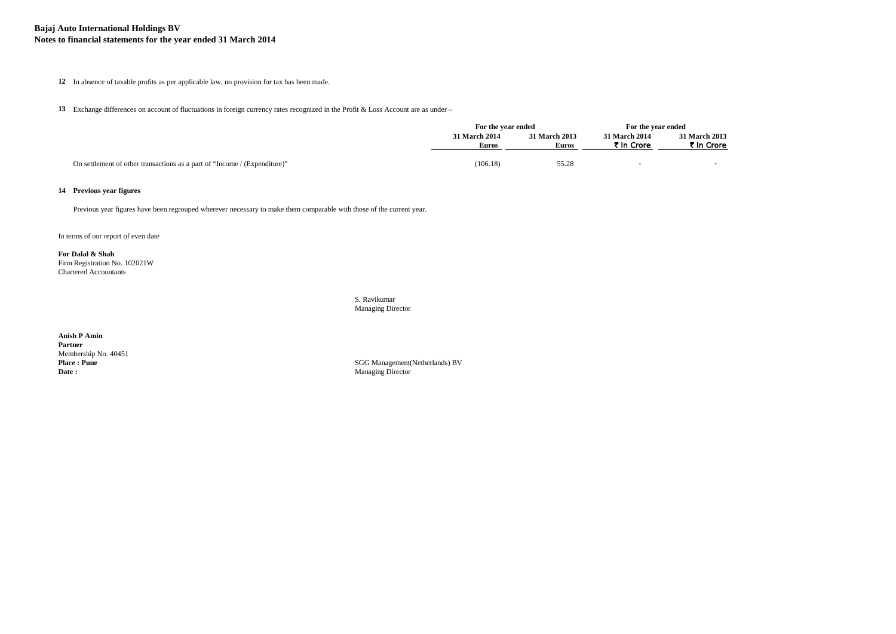**Bajaj Auto International Holdings BV**
**Notes to financial statements for the year ended 31 March 2014**

**12** In absence of taxable profits as per applicable law, no provision for tax has been made.

**13** Exchange differences on account of fluctuations in foreign currency rates recognized in the Profit & Loss Account are as under –

| | For the year ended | | For the year ended | |
|---|---|---|---|---|
| | **31 March 2014 Euros** | **31 March 2013 Euros** | **31 March 2014 ₹ In Crore** | **31 March 2013 ₹ In Crore** |
| On settlement of other transactions as a part of "Income / (Expenditure)" | (106.18) | 55.28 | - | - |

**14 Previous year figures**

Previous year figures have been regrouped wherever necessary to make them comparable with those of the current year.

In terms of our report of even date

**For Dalal & Shah**
Firm Registration No. 102021W
Chartered Accountants

S. Ravikumar
Managing Director

**Anish P Amin**
**Partner**
Membership No. 40451
**Place : Pune**
**Date :**

SGG Management(Netherlands) BV
Managing Director